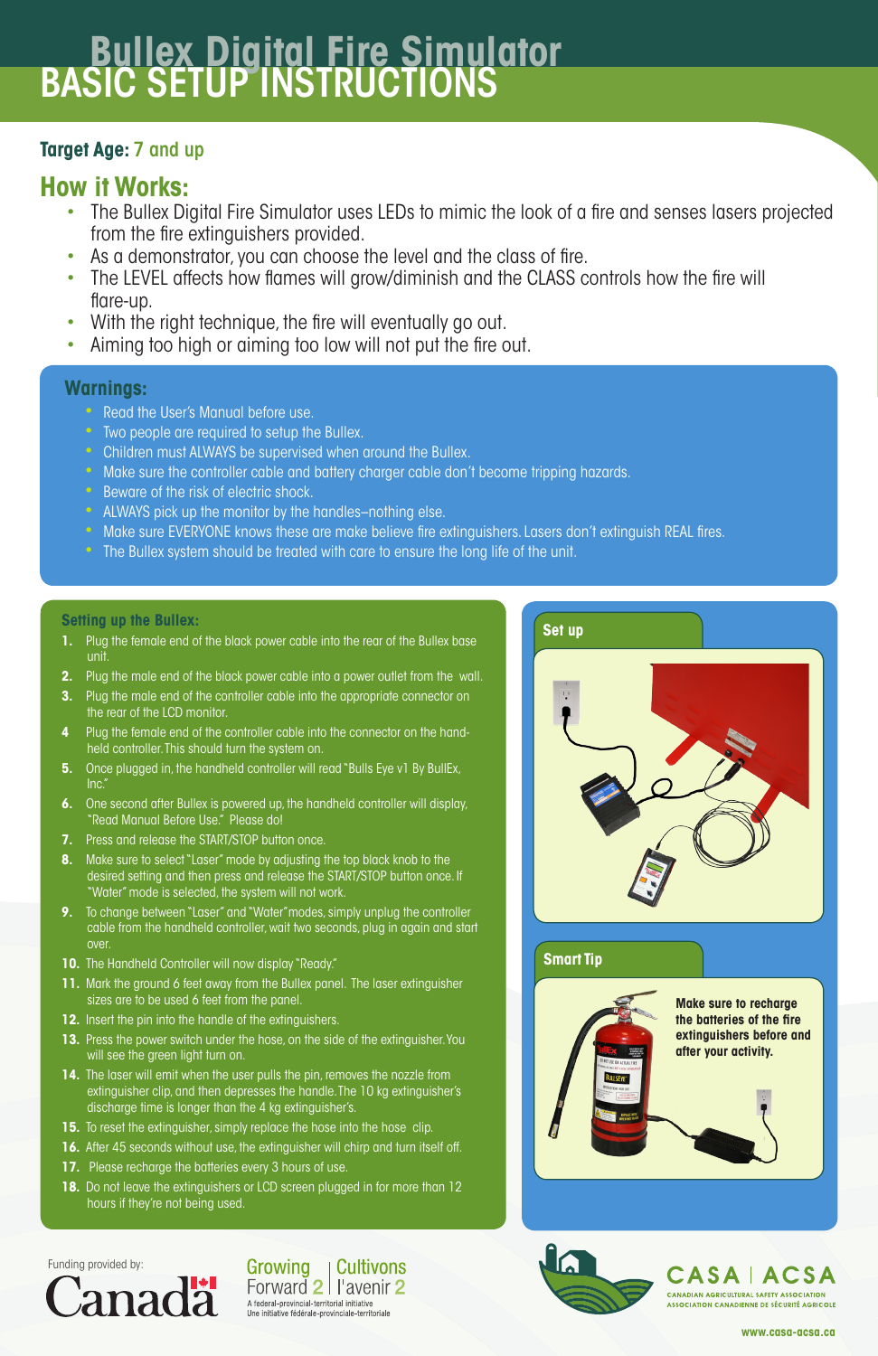# Bullex Digital Fire Simulator
# BASIC SETUP INSTRUCTIONS

**Target Age:** 7 and up

## How it Works:

- The Bullex Digital Fire Simulator uses LEDs to mimic the look of a fire and senses lasers projected from the fire extinguishers provided.
- As a demonstrator, you can choose the level and the class of fire.
- The LEVEL affects how flames will grow/diminish and the CLASS controls how the fire will flare-up.
- With the right technique, the fire will eventually go out.
- Aiming too high or aiming too low will not put the fire out.

## Warnings:

- Read the User's Manual before use.
- Two people are required to setup the Bullex.
- Children must ALWAYS be supervised when around the Bullex.
- Make sure the controller cable and battery charger cable don't become tripping hazards.
- Beware of the risk of electric shock.
- ALWAYS pick up the monitor by the handles–nothing else.
- Make sure EVERYONE knows these are make believe fire extinguishers. Lasers don't extinguish REAL fires.
- The Bullex system should be treated with care to ensure the long life of the unit.

### Setting up the Bullex:

1. Plug the female end of the black power cable into the rear of the Bullex base unit.
2. Plug the male end of the black power cable into a power outlet from the wall.
3. Plug the male end of the controller cable into the appropriate connector on the rear of the LCD monitor.
4. Plug the female end of the controller cable into the connector on the hand-held controller. This should turn the system on.
5. Once plugged in, the handheld controller will read "Bulls Eye v1 By BullEx, Inc."
6. One second after Bullex is powered up, the handheld controller will display, "Read Manual Before Use." Please do!
7. Press and release the START/STOP button once.
8. Make sure to select "Laser" mode by adjusting the top black knob to the desired setting and then press and release the START/STOP button once. If "Water" mode is selected, the system will not work.
9. To change between "Laser" and "Water" modes, simply unplug the controller cable from the handheld controller, wait two seconds, plug in again and start over.
10. The Handheld Controller will now display "Ready."
11. Mark the ground 6 feet away from the Bullex panel. The laser extinguisher sizes are to be used 6 feet from the panel.
12. Insert the pin into the handle of the extinguishers.
13. Press the power switch under the hose, on the side of the extinguisher. You will see the green light turn on.
14. The laser will emit when the user pulls the pin, removes the nozzle from extinguisher clip, and then depresses the handle. The 10 kg extinguisher's discharge time is longer than the 4 kg extinguisher's.
15. To reset the extinguisher, simply replace the hose into the hose clip.
16. After 45 seconds without use, the extinguisher will chirp and turn itself off.
17. Please recharge the batteries every 3 hours of use.
18. Do not leave the extinguishers or LCD screen plugged in for more than 12 hours if they're not being used.

### Set up

### Smart Tip

**Make sure to recharge the batteries of the fire extinguishers before and after your activity.**

Funding provided by: Canada

Growing Forward 2 | Cultivons l'avenir 2
A federal-provincial-territorial initiative
Une initiative fédérale-provinciale-territoriale

CASA | ACSA
CANADIAN AGRICULTURAL SAFETY ASSOCIATION
ASSOCIATION CANADIENNE DE SÉCURITÉ AGRICOLE

www.casa-acsa.ca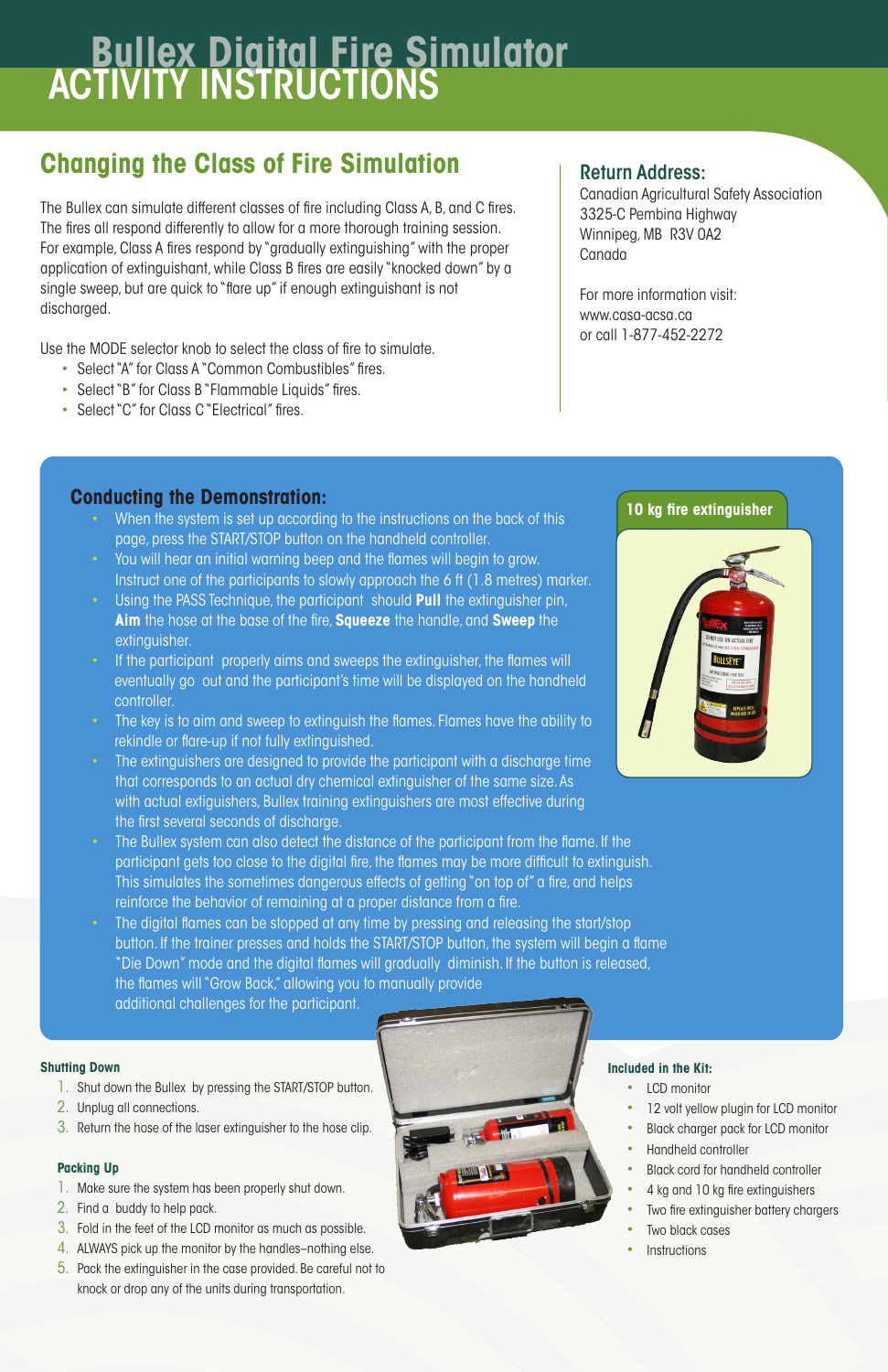# Bullex Digital Fire Simulator
# ACTIVITY INSTRUCTIONS

## Changing the Class of Fire Simulation

The Bullex can simulate different classes of fire including Class A, B, and C fires. The fires all respond differently to allow for a more thorough training session. For example, Class A fires respond by "gradually extinguishing" with the proper application of extinguishant, while Class B fires are easily "knocked down" by a single sweep, but are quick to "flare up" if enough extinguishant is not discharged.

Use the MODE selector knob to select the class of fire to simulate.

- Select "A" for Class A "Common Combustibles" fires.
- Select "B" for Class B "Flammable Liquids" fires.
- Select "C" for Class C "Electrical" fires.

### Return Address:

Canadian Agricultural Safety Association
3325-C Pembina Highway
Winnipeg, MB R3V 0A2
Canada

For more information visit:
www.casa-acsa.ca
or call 1-877-452-2272

### Conducting the Demonstration:

- When the system is set up according to the instructions on the back of this page, press the START/STOP button on the handheld controller.
- You will hear an initial warning beep and the flames will begin to grow. Instruct one of the participants to slowly approach the 6 ft (1.8 metres) marker.
- Using the PASS Technique, the participant should **Pull** the extinguisher pin, **Aim** the hose at the base of the fire, **Squeeze** the handle, and **Sweep** the extinguisher.
- If the participant properly aims and sweeps the extinguisher, the flames will eventually go out and the participant's time will be displayed on the handheld controller.
- The key is to aim and sweep to extinguish the flames. Flames have the ability to rekindle or flare-up if not fully extinguished.
- The extinguishers are designed to provide the participant with a discharge time that corresponds to an actual dry chemical extinguisher of the same size. As with actual extiguishers, Bullex training extinguishers are most effective during the first several seconds of discharge.
- The Bullex system can also detect the distance of the participant from the flame. If the participant gets too close to the digital fire, the flames may be more difficult to extinguish. This simulates the sometimes dangerous effects of getting "on top of" a fire, and helps reinforce the behavior of remaining at a proper distance from a fire.
- The digital flames can be stopped at any time by pressing and releasing the start/stop button. If the trainer presses and holds the START/STOP button, the system will begin a flame "Die Down" mode and the digital flames will gradually diminish. If the button is released, the flames will "Grow Back," allowing you to manually provide additional challenges for the participant.

10 kg fire extinguisher

#### Shutting Down

1. Shut down the Bullex by pressing the START/STOP button.
2. Unplug all connections.
3. Return the hose of the laser extinguisher to the hose clip.

#### Packing Up

1. Make sure the system has been properly shut down.
2. Find a buddy to help pack.
3. Fold in the feet of the LCD monitor as much as possible.
4. ALWAYS pick up the monitor by the handles–nothing else.
5. Pack the extinguisher in the case provided. Be careful not to knock or drop any of the units during transportation.

#### Included in the Kit:

- LCD monitor
- 12 volt yellow plugin for LCD monitor
- Black charger pack for LCD monitor
- Handheld controller
- Black cord for handheld controller
- 4 kg and 10 kg fire extinguishers
- Two fire extinguisher battery chargers
- Two black cases
- Instructions